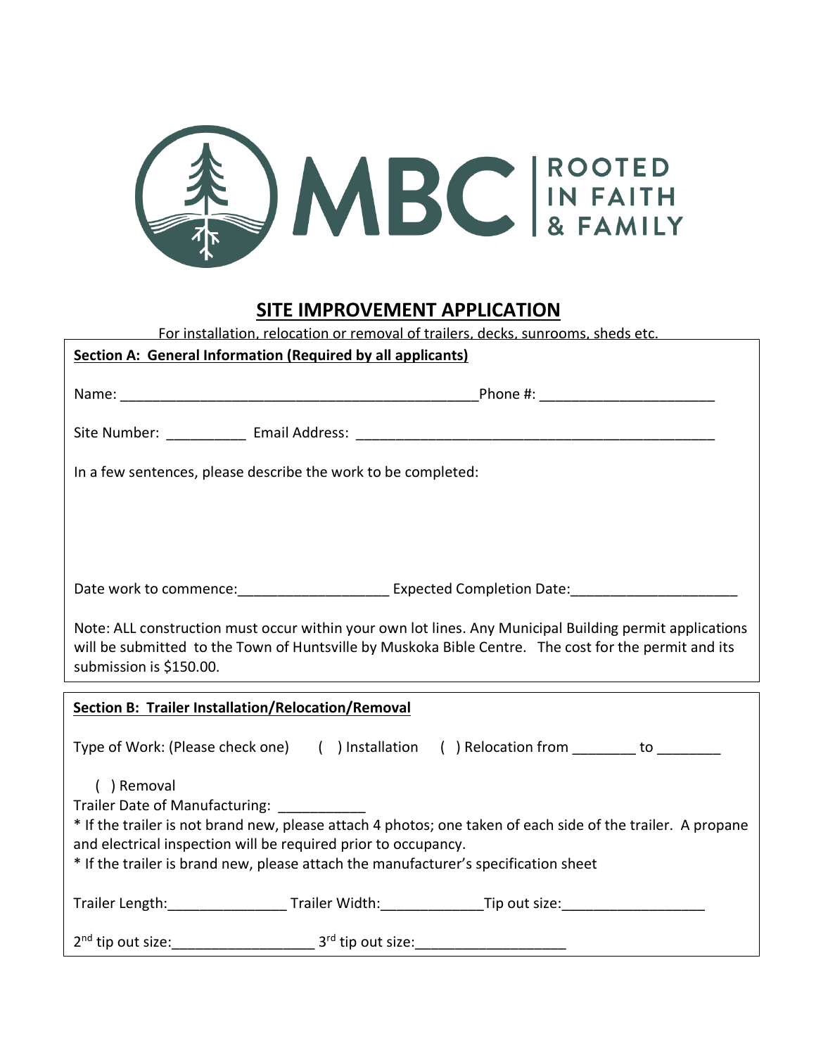MBC | ROOTED IN FAITH & FAMILY

# SITE IMPROVEMENT APPLICATION

For installation, relocation or removal of trailers, decks, sunrooms, sheds etc.

**Section A: General Information (Required by all applicants)**

Name: _____________________________________________Phone #: ______________________

Site Number: __________ Email Address: _____________________________________________

In a few sentences, please describe the work to be completed:

Date work to commence:__________________ Expected Completion Date:_____________________

Note: ALL construction must occur within your own lot lines. Any Municipal Building permit applications will be submitted to the Town of Huntsville by Muskoka Bible Centre. The cost for the permit and its submission is $150.00.

**Section B: Trailer Installation/Relocation/Removal**

Type of Work: (Please check one) ( ) Installation ( ) Relocation from ________ to ________

( ) Removal

Trailer Date of Manufacturing: ___________

* If the trailer is not brand new, please attach 4 photos; one taken of each side of the trailer. A propane and electrical inspection will be required prior to occupancy.

* If the trailer is brand new, please attach the manufacturer's specification sheet

Trailer Length:_______________ Trailer Width:_____________Tip out size:__________________

2nd tip out size:__________________ 3rd tip out size:___________________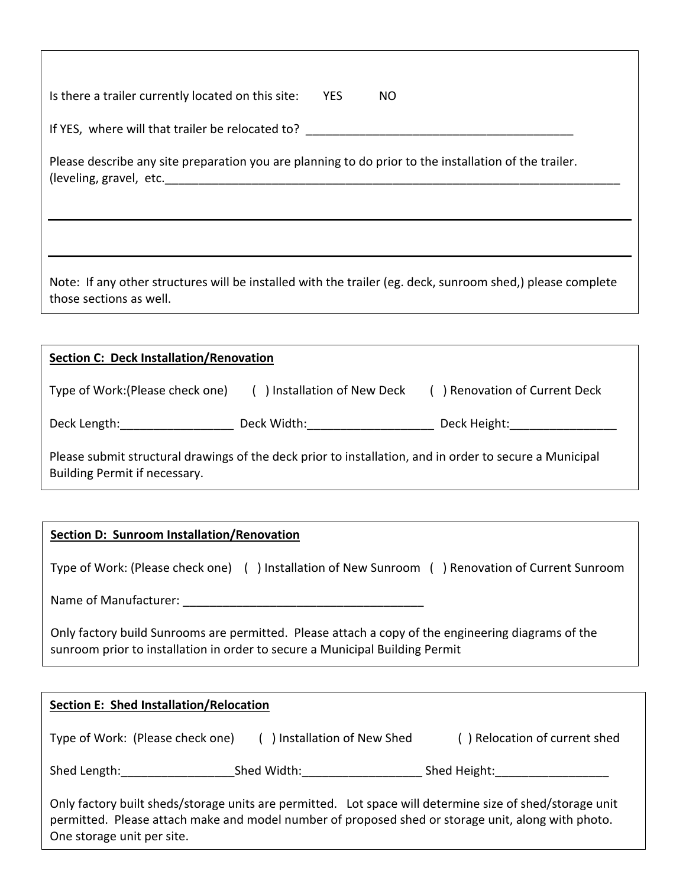Is there a trailer currently located on this site: YES NO

If YES, where will that trailer be relocated to? ________________________________________

Please describe any site preparation you are planning to do prior to the installation of the trailer. (leveling, gravel, etc.______________________________________________________________________

______________________________________________________________________________

______________________________________________________________________________

Note: If any other structures will be installed with the trailer (eg. deck, sunroom shed,) please complete those sections as well.

**Section C: Deck Installation/Renovation**

Type of Work:(Please check one) ( ) Installation of New Deck ( ) Renovation of Current Deck

Deck Length:_________________ Deck Width:___________________ Deck Height:________________

Please submit structural drawings of the deck prior to installation, and in order to secure a Municipal Building Permit if necessary.

**Section D: Sunroom Installation/Renovation**

Type of Work: (Please check one) ( ) Installation of New Sunroom ( ) Renovation of Current Sunroom

Name of Manufacturer: _____________________________________

Only factory build Sunrooms are permitted. Please attach a copy of the engineering diagrams of the sunroom prior to installation in order to secure a Municipal Building Permit

**Section E: Shed Installation/Relocation**

Type of Work: (Please check one) ( ) Installation of New Shed ( ) Relocation of current shed

Shed Length:_________________Shed Width:__________________ Shed Height:_________________

Only factory built sheds/storage units are permitted. Lot space will determine size of shed/storage unit permitted. Please attach make and model number of proposed shed or storage unit, along with photo. One storage unit per site.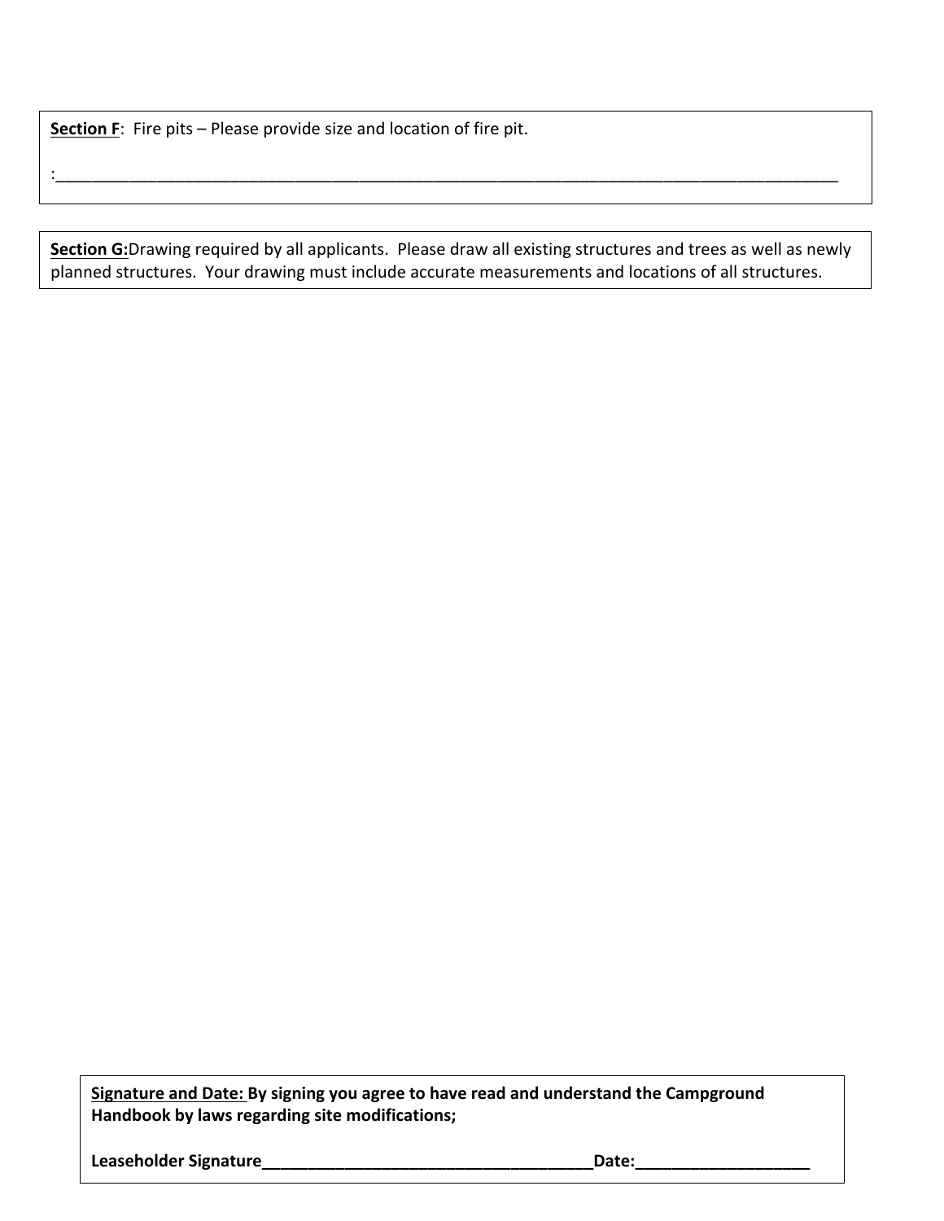**Section F**: Fire pits – Please provide size and location of fire pit.

:________________________________________________________________________________________

**Section G:** Drawing required by all applicants. Please draw all existing structures and trees as well as newly planned structures. Your drawing must include accurate measurements and locations of all structures.

**Signature and Date: By signing you agree to have read and understand the Campground Handbook by laws regarding site modifications;**

**Leaseholder Signature____________________________________Date:__________________**